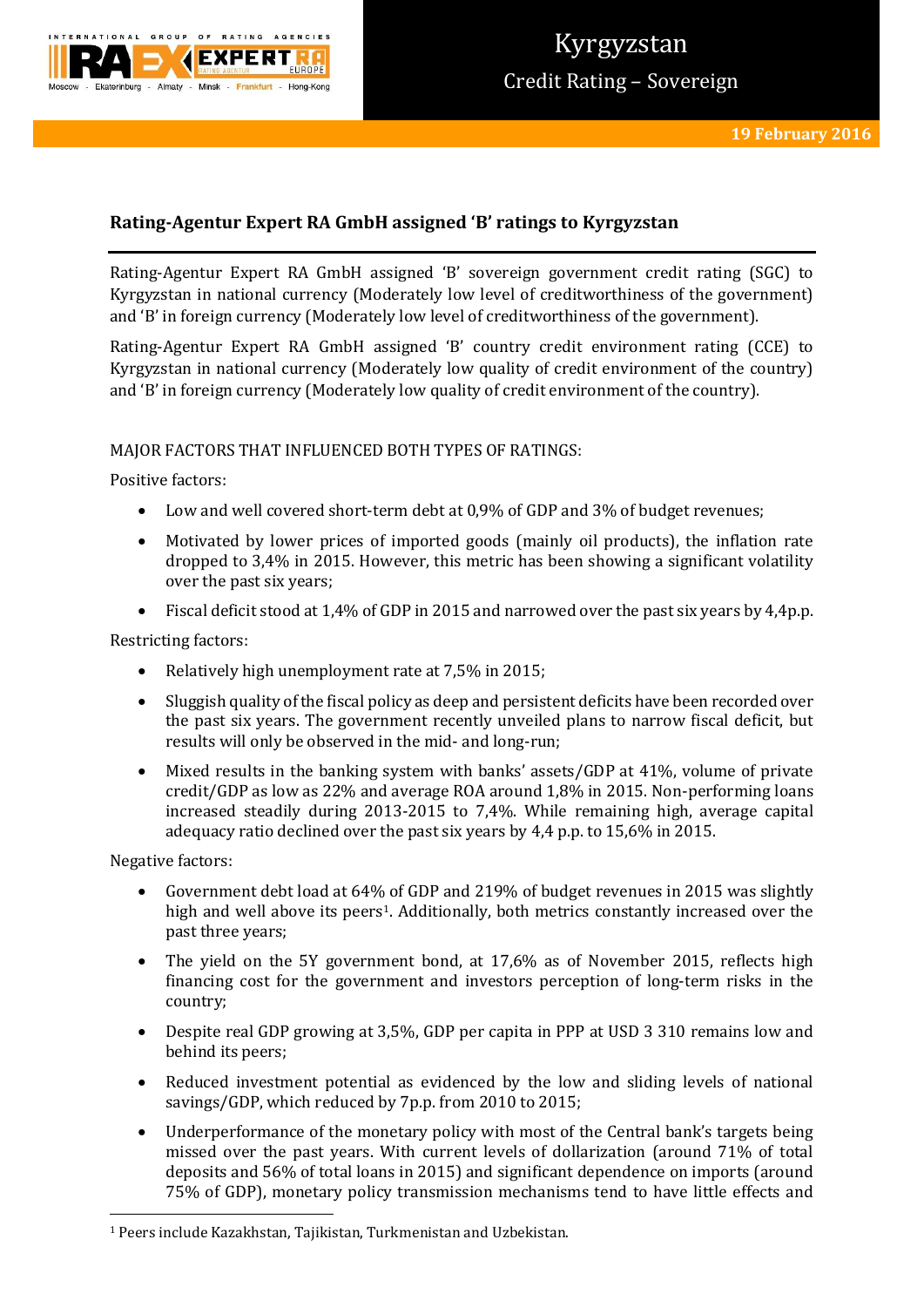Kyrgyzstan

Credit Rating – Sovereign

19 February 2016

## Rating-Agentur Expert RA GmbH assigned 'B' ratings to Kyrgyzstan

Rating-Agentur Expert RA GmbH assigned 'B' sovereign government credit rating (SGC) to Kyrgyzstan in national currency (Moderately low level of creditworthiness of the government) and 'B' in foreign currency (Moderately low level of creditworthiness of the government).

Rating-Agentur Expert RA GmbH assigned 'B' country credit environment rating (CCE) to Kyrgyzstan in national currency (Moderately low quality of credit environment of the country) and 'B' in foreign currency (Moderately low quality of credit environment of the country).

MAJOR FACTORS THAT INFLUENCED BOTH TYPES OF RATINGS:

Positive factors:

- Low and well covered short-term debt at 0,9% of GDP and 3% of budget revenues;
- Motivated by lower prices of imported goods (mainly oil products), the inflation rate dropped to 3,4% in 2015. However, this metric has been showing a significant volatility over the past six years;
- Fiscal deficit stood at 1,4% of GDP in 2015 and narrowed over the past six years by 4,4p.p.

Restricting factors:

- Relatively high unemployment rate at 7,5% in 2015;
- Sluggish quality of the fiscal policy as deep and persistent deficits have been recorded over the past six years. The government recently unveiled plans to narrow fiscal deficit, but results will only be observed in the mid- and long-run;
- Mixed results in the banking system with banks' assets/GDP at 41%, volume of private credit/GDP as low as 22% and average ROA around 1,8% in 2015. Non-performing loans increased steadily during 2013-2015 to 7,4%. While remaining high, average capital adequacy ratio declined over the past six years by 4,4 p.p. to 15,6% in 2015.

Negative factors:

- Government debt load at 64% of GDP and 219% of budget revenues in 2015 was slightly high and well above its peers[1]. Additionally, both metrics constantly increased over the past three years;
- The yield on the 5Y government bond, at 17,6% as of November 2015, reflects high financing cost for the government and investors perception of long-term risks in the country;
- Despite real GDP growing at 3,5%, GDP per capita in PPP at USD 3 310 remains low and behind its peers;
- Reduced investment potential as evidenced by the low and sliding levels of national savings/GDP, which reduced by 7p.p. from 2010 to 2015;
- Underperformance of the monetary policy with most of the Central bank's targets being missed over the past years. With current levels of dollarization (around 71% of total deposits and 56% of total loans in 2015) and significant dependence on imports (around 75% of GDP), monetary policy transmission mechanisms tend to have little effects and

[1] Peers include Kazakhstan, Tajikistan, Turkmenistan and Uzbekistan.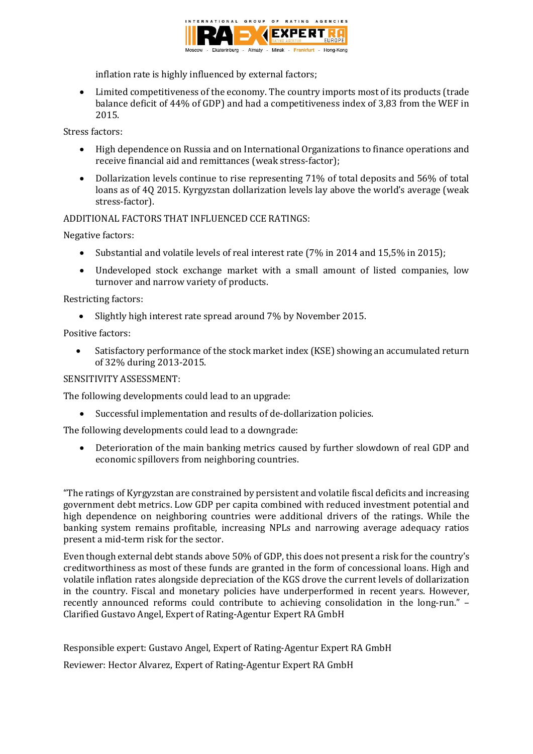inflation rate is highly influenced by external factors;

- Limited competitiveness of the economy. The country imports most of its products (trade balance deficit of 44% of GDP) and had a competitiveness index of 3,83 from the WEF in 2015.

Stress factors:

- High dependence on Russia and on International Organizations to finance operations and receive financial aid and remittances (weak stress-factor);
- Dollarization levels continue to rise representing 71% of total deposits and 56% of total loans as of 4Q 2015. Kyrgyzstan dollarization levels lay above the world's average (weak stress-factor).

ADDITIONAL FACTORS THAT INFLUENCED CCE RATINGS:

Negative factors:

- Substantial and volatile levels of real interest rate (7% in 2014 and 15,5% in 2015);
- Undeveloped stock exchange market with a small amount of listed companies, low turnover and narrow variety of products.

Restricting factors:

- Slightly high interest rate spread around 7% by November 2015.

Positive factors:

- Satisfactory performance of the stock market index (KSE) showing an accumulated return of 32% during 2013-2015.

SENSITIVITY ASSESSMENT:

The following developments could lead to an upgrade:

- Successful implementation and results of de-dollarization policies.

The following developments could lead to a downgrade:

- Deterioration of the main banking metrics caused by further slowdown of real GDP and economic spillovers from neighboring countries.

"The ratings of Kyrgyzstan are constrained by persistent and volatile fiscal deficits and increasing government debt metrics. Low GDP per capita combined with reduced investment potential and high dependence on neighboring countries were additional drivers of the ratings. While the banking system remains profitable, increasing NPLs and narrowing average adequacy ratios present a mid-term risk for the sector.

Even though external debt stands above 50% of GDP, this does not present a risk for the country's creditworthiness as most of these funds are granted in the form of concessional loans. High and volatile inflation rates alongside depreciation of the KGS drove the current levels of dollarization in the country. Fiscal and monetary policies have underperformed in recent years. However, recently announced reforms could contribute to achieving consolidation in the long-run." – Clarified Gustavo Angel, Expert of Rating-Agentur Expert RA GmbH

Responsible expert: Gustavo Angel, Expert of Rating-Agentur Expert RA GmbH

Reviewer: Hector Alvarez, Expert of Rating-Agentur Expert RA GmbH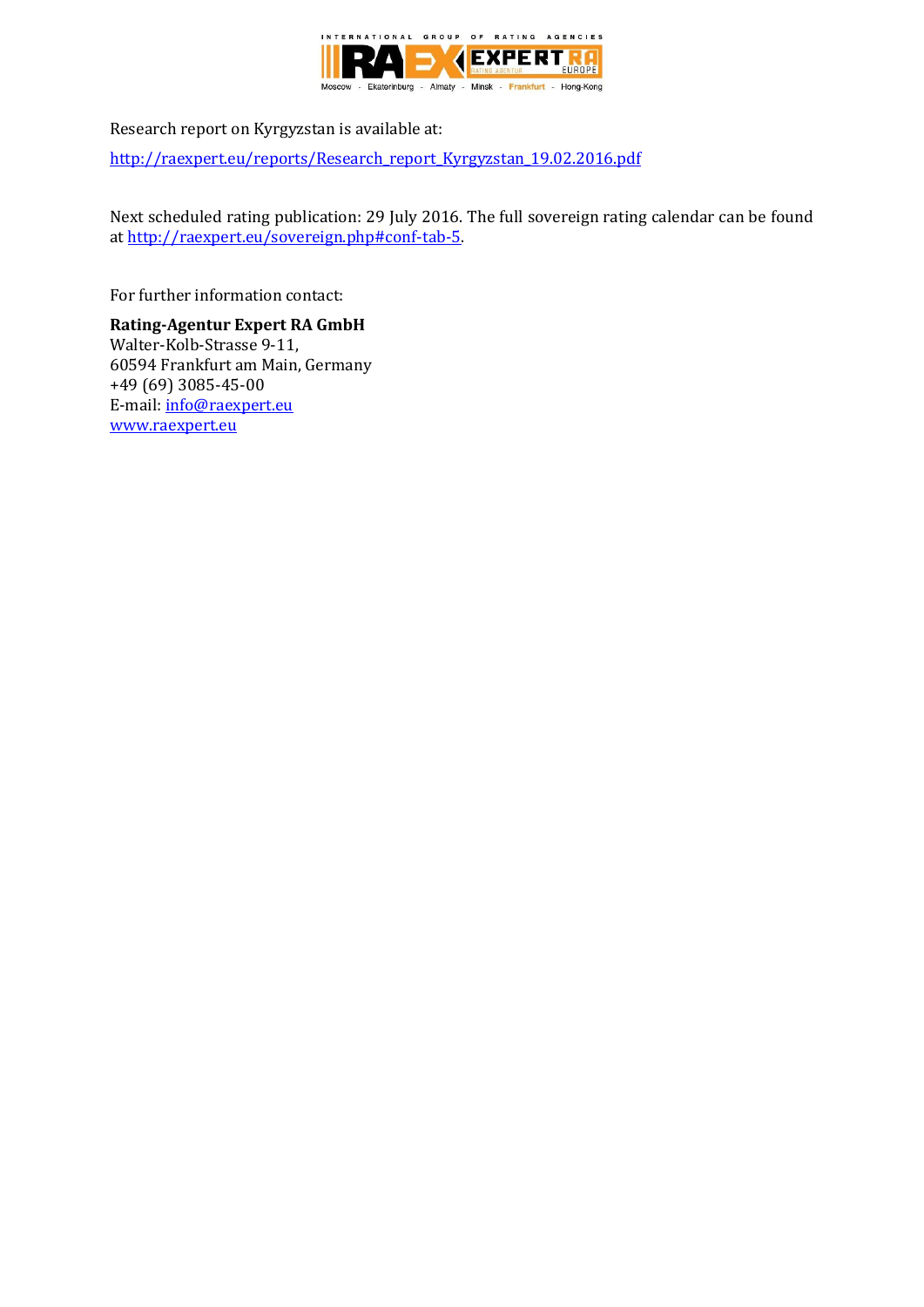Research report on Kyrgyzstan is available at:

http://raexpert.eu/reports/Research_report_Kyrgyzstan_19.02.2016.pdf

Next scheduled rating publication: 29 July 2016. The full sovereign rating calendar can be found at http://raexpert.eu/sovereign.php#conf-tab-5.

For further information contact:

**Rating-Agentur Expert RA GmbH**
Walter-Kolb-Strasse 9-11,
60594 Frankfurt am Main, Germany
+49 (69) 3085-45-00
E-mail: info@raexpert.eu
www.raexpert.eu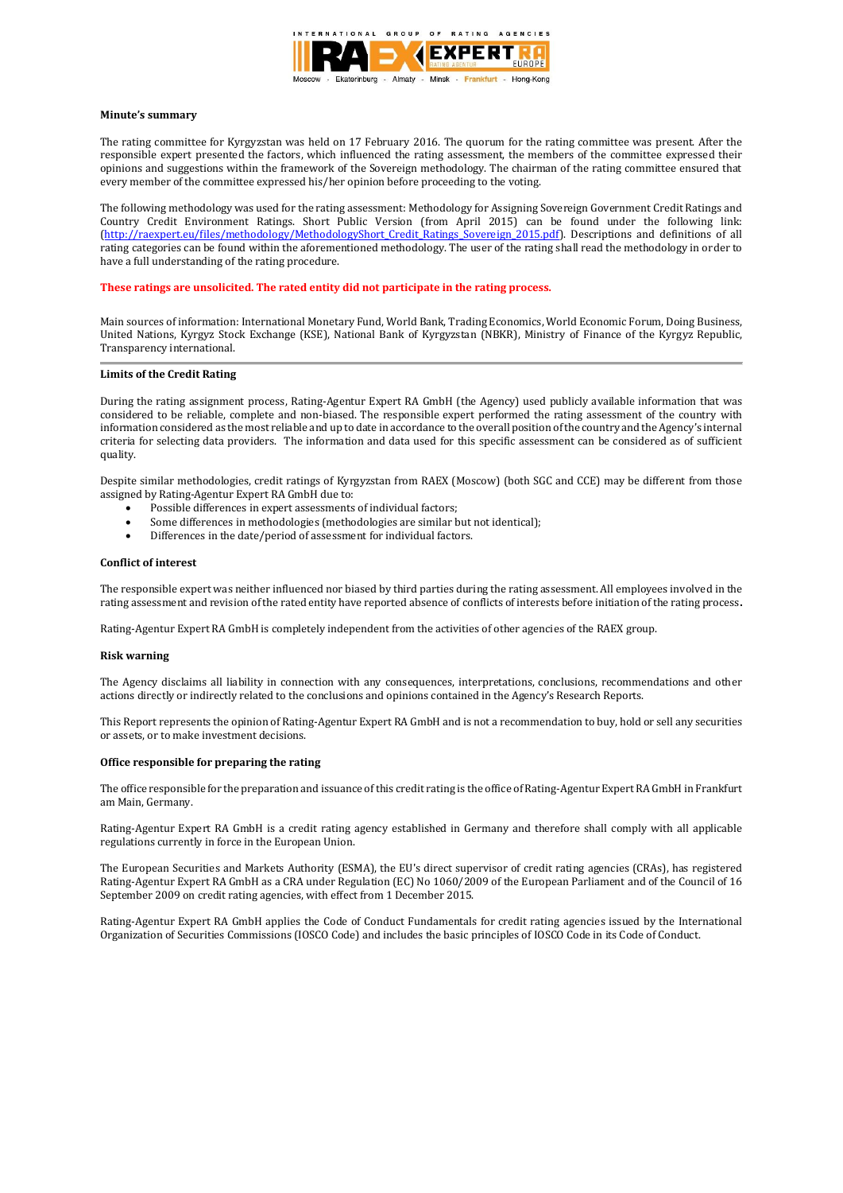**Minute's summary**

The rating committee for Kyrgyzstan was held on 17 February 2016. The quorum for the rating committee was present. After the responsible expert presented the factors, which influenced the rating assessment, the members of the committee expressed their opinions and suggestions within the framework of the Sovereign methodology. The chairman of the rating committee ensured that every member of the committee expressed his/her opinion before proceeding to the voting.

The following methodology was used for the rating assessment: Methodology for Assigning Sovereign Government Credit Ratings and Country Credit Environment Ratings. Short Public Version (from April 2015) can be found under the following link: (http://raexpert.eu/files/methodology/MethodologyShort_Credit_Ratings_Sovereign_2015.pdf). Descriptions and definitions of all rating categories can be found within the aforementioned methodology. The user of the rating shall read the methodology in order to have a full understanding of the rating procedure.

**These ratings are unsolicited. The rated entity did not participate in the rating process.**

Main sources of information: International Monetary Fund, World Bank, Trading Economics, World Economic Forum, Doing Business, United Nations, Kyrgyz Stock Exchange (KSE), National Bank of Kyrgyzstan (NBKR), Ministry of Finance of the Kyrgyz Republic, Transparency international.

**Limits of the Credit Rating**

During the rating assignment process, Rating-Agentur Expert RA GmbH (the Agency) used publicly available information that was considered to be reliable, complete and non-biased. The responsible expert performed the rating assessment of the country with information considered as the most reliable and up to date in accordance to the overall position of the country and the Agency's internal criteria for selecting data providers. The information and data used for this specific assessment can be considered as of sufficient quality.

Despite similar methodologies, credit ratings of Kyrgyzstan from RAEX (Moscow) (both SGC and CCE) may be different from those assigned by Rating-Agentur Expert RA GmbH due to:

- Possible differences in expert assessments of individual factors;
- Some differences in methodologies (methodologies are similar but not identical);
- Differences in the date/period of assessment for individual factors.

**Conflict of interest**

The responsible expert was neither influenced nor biased by third parties during the rating assessment. All employees involved in the rating assessment and revision of the rated entity have reported absence of conflicts of interests before initiation of the rating process**.**

Rating-Agentur Expert RA GmbH is completely independent from the activities of other agencies of the RAEX group.

**Risk warning**

The Agency disclaims all liability in connection with any consequences, interpretations, conclusions, recommendations and other actions directly or indirectly related to the conclusions and opinions contained in the Agency's Research Reports.

This Report represents the opinion of Rating-Agentur Expert RA GmbH and is not a recommendation to buy, hold or sell any securities or assets, or to make investment decisions.

**Office responsible for preparing the rating**

The office responsible for the preparation and issuance of this credit rating is the office of Rating-Agentur Expert RA GmbH in Frankfurt am Main, Germany.

Rating-Agentur Expert RA GmbH is a credit rating agency established in Germany and therefore shall comply with all applicable regulations currently in force in the European Union.

The European Securities and Markets Authority (ESMA), the EU's direct supervisor of credit rating agencies (CRAs), has registered Rating-Agentur Expert RA GmbH as a CRA under Regulation (EC) No 1060/2009 of the European Parliament and of the Council of 16 September 2009 on credit rating agencies, with effect from 1 December 2015.

Rating-Agentur Expert RA GmbH applies the Code of Conduct Fundamentals for credit rating agencies issued by the International Organization of Securities Commissions (IOSCO Code) and includes the basic principles of IOSCO Code in its Code of Conduct.